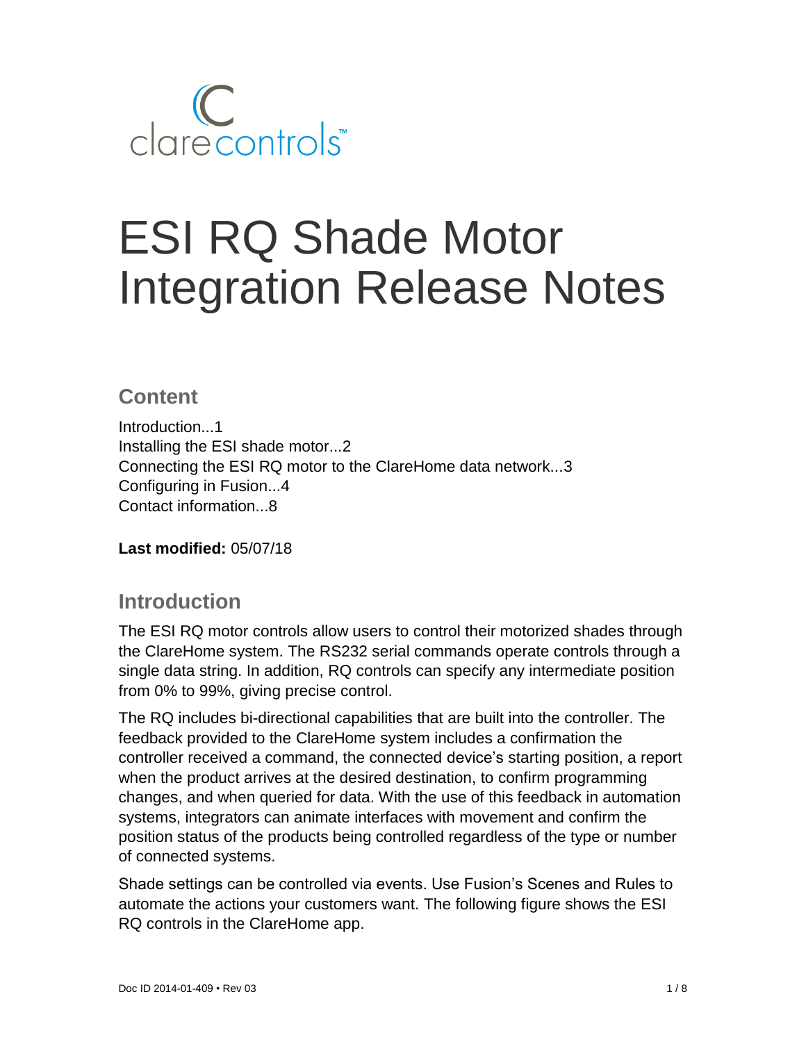clarecontrols™

# ESI RQ Shade Motor Integration Release Notes

## Content

Introduction...1
Installing the ESI shade motor...2
Connecting the ESI RQ motor to the ClareHome data network...3
Configuring in Fusion...4
Contact information...8

**Last modified:** 05/07/18

## Introduction

The ESI RQ motor controls allow users to control their motorized shades through the ClareHome system. The RS232 serial commands operate controls through a single data string. In addition, RQ controls can specify any intermediate position from 0% to 99%, giving precise control.

The RQ includes bi-directional capabilities that are built into the controller. The feedback provided to the ClareHome system includes a confirmation the controller received a command, the connected device's starting position, a report when the product arrives at the desired destination, to confirm programming changes, and when queried for data. With the use of this feedback in automation systems, integrators can animate interfaces with movement and confirm the position status of the products being controlled regardless of the type or number of connected systems.

Shade settings can be controlled via events. Use Fusion's Scenes and Rules to automate the actions your customers want. The following figure shows the ESI RQ controls in the ClareHome app.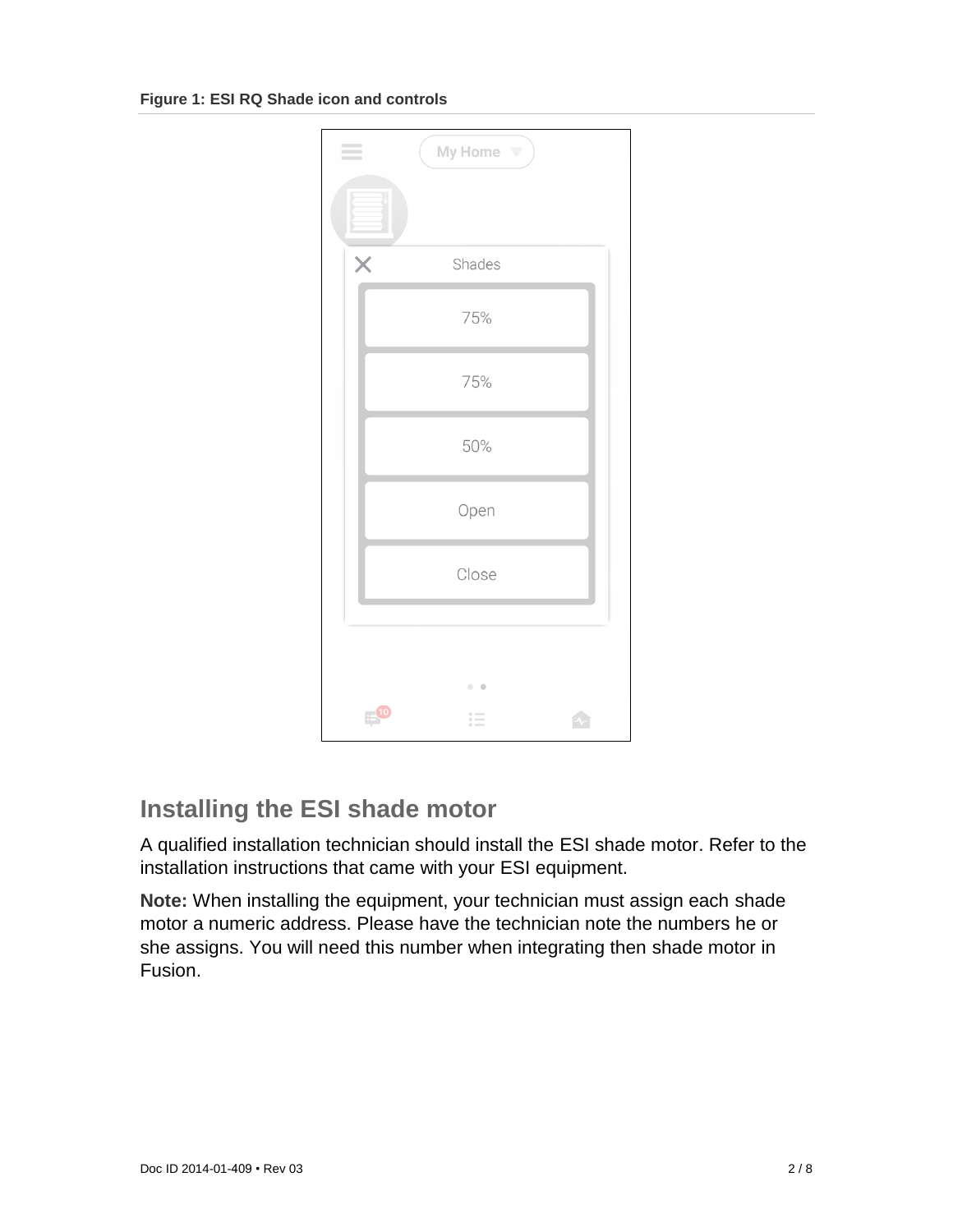**Figure 1: ESI RQ Shade icon and controls**

## Installing the ESI shade motor

A qualified installation technician should install the ESI shade motor. Refer to the installation instructions that came with your ESI equipment.

**Note:** When installing the equipment, your technician must assign each shade motor a numeric address. Please have the technician note the numbers he or she assigns. You will need this number when integrating then shade motor in Fusion.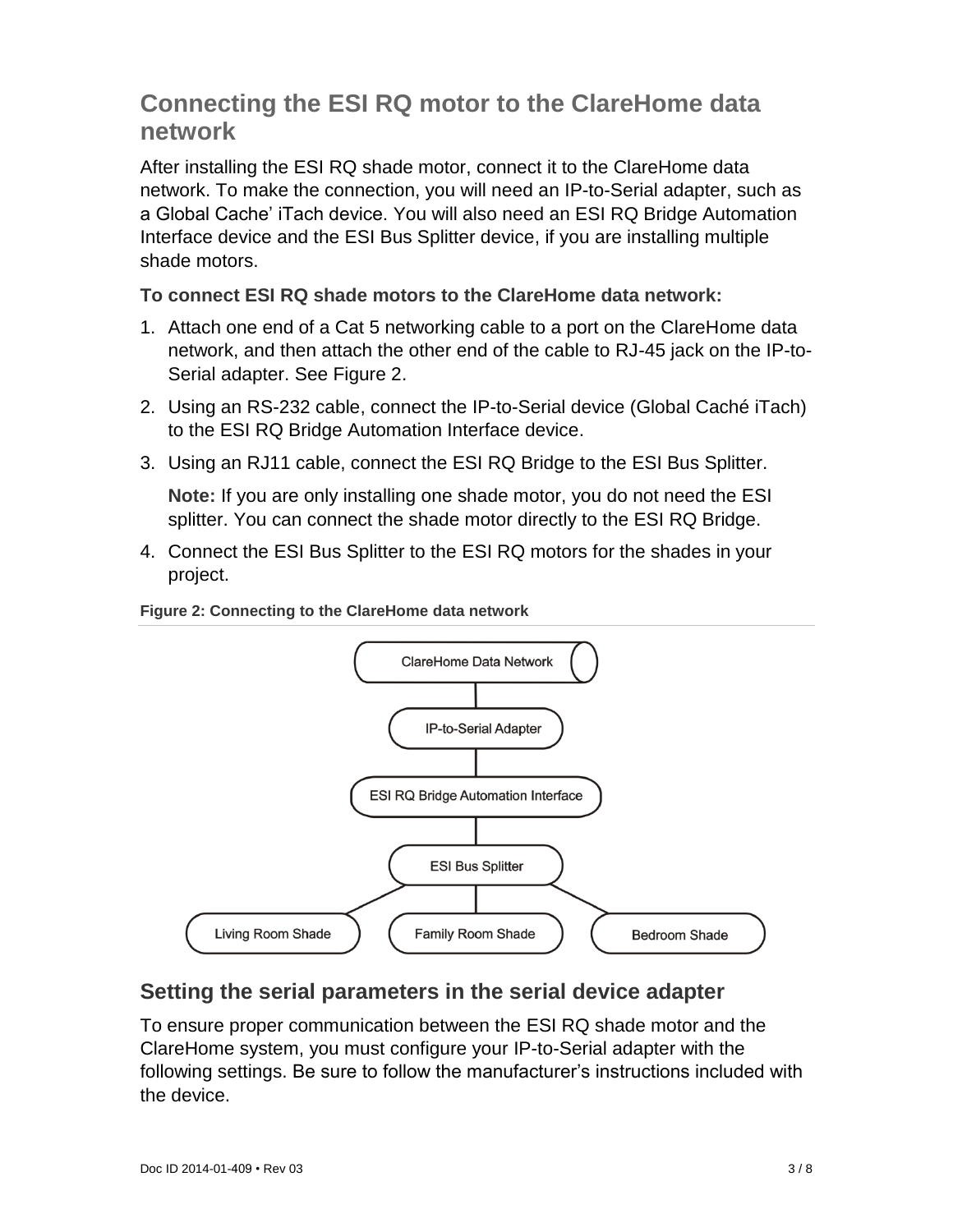## Connecting the ESI RQ motor to the ClareHome data network

After installing the ESI RQ shade motor, connect it to the ClareHome data network. To make the connection, you will need an IP-to-Serial adapter, such as a Global Cache' iTach device. You will also need an ESI RQ Bridge Automation Interface device and the ESI Bus Splitter device, if you are installing multiple shade motors.

**To connect ESI RQ shade motors to the ClareHome data network:**

1. Attach one end of a Cat 5 networking cable to a port on the ClareHome data network, and then attach the other end of the cable to RJ-45 jack on the IP-to-Serial adapter. See Figure 2.
2. Using an RS-232 cable, connect the IP-to-Serial device (Global Caché iTach) to the ESI RQ Bridge Automation Interface device.
3. Using an RJ11 cable, connect the ESI RQ Bridge to the ESI Bus Splitter.

   **Note:** If you are only installing one shade motor, you do not need the ESI splitter. You can connect the shade motor directly to the ESI RQ Bridge.

4. Connect the ESI Bus Splitter to the ESI RQ motors for the shades in your project.

**Figure 2: Connecting to the ClareHome data network**

ClareHome Data Network

IP-to-Serial Adapter

ESI RQ Bridge Automation Interface

ESI Bus Splitter

Living Room Shade | Family Room Shade | Bedroom Shade

## Setting the serial parameters in the serial device adapter

To ensure proper communication between the ESI RQ shade motor and the ClareHome system, you must configure your IP-to-Serial adapter with the following settings. Be sure to follow the manufacturer's instructions included with the device.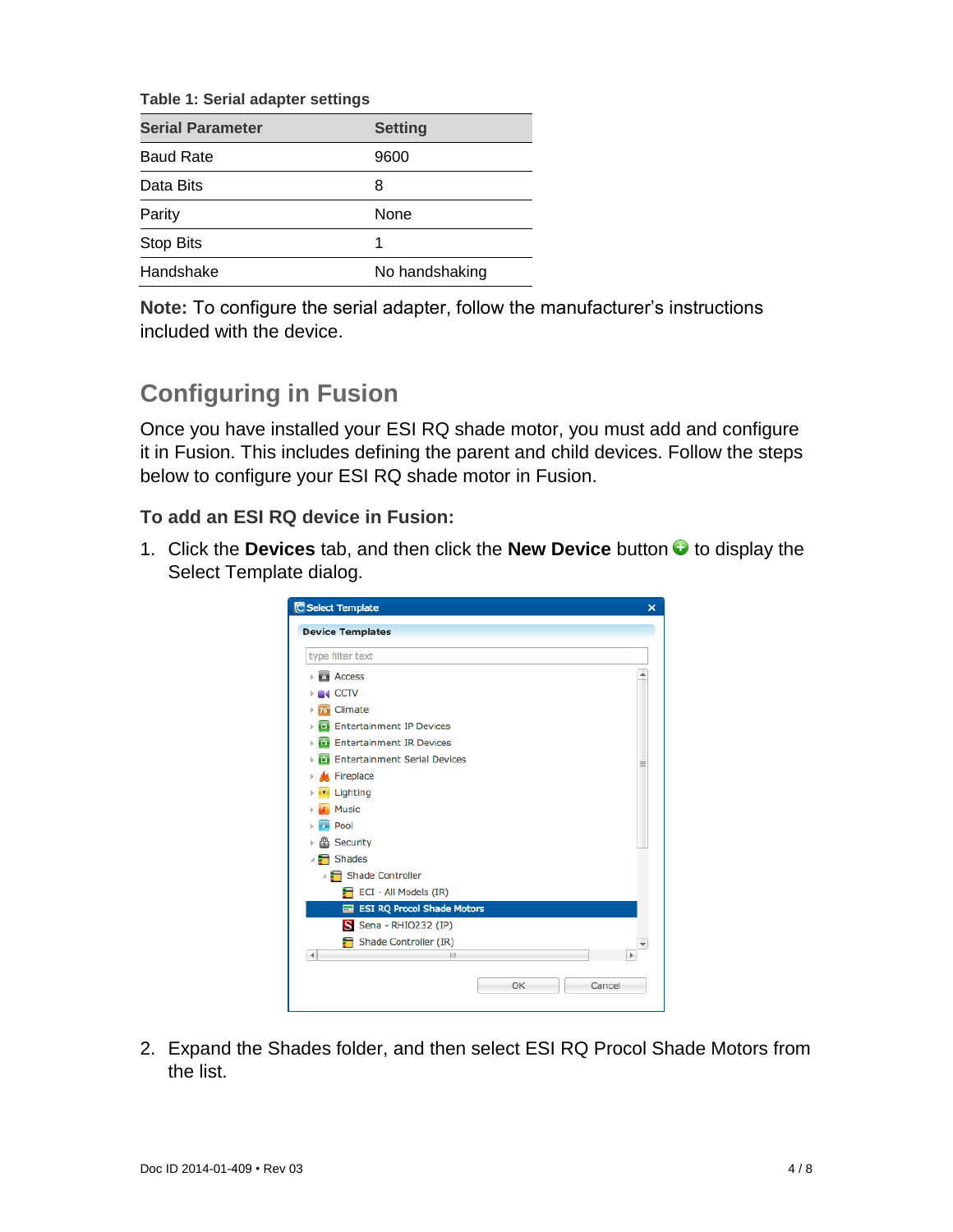**Table 1: Serial adapter settings**

| Serial Parameter | Setting |
| --- | --- |
| Baud Rate | 9600 |
| Data Bits | 8 |
| Parity | None |
| Stop Bits | 1 |
| Handshake | No handshaking |

**Note:** To configure the serial adapter, follow the manufacturer's instructions included with the device.

## Configuring in Fusion

Once you have installed your ESI RQ shade motor, you must add and configure it in Fusion. This includes defining the parent and child devices. Follow the steps below to configure your ESI RQ shade motor in Fusion.

### To add an ESI RQ device in Fusion:

1. Click the **Devices** tab, and then click the **New Device** button to display the Select Template dialog.

2. Expand the Shades folder, and then select ESI RQ Procol Shade Motors from the list.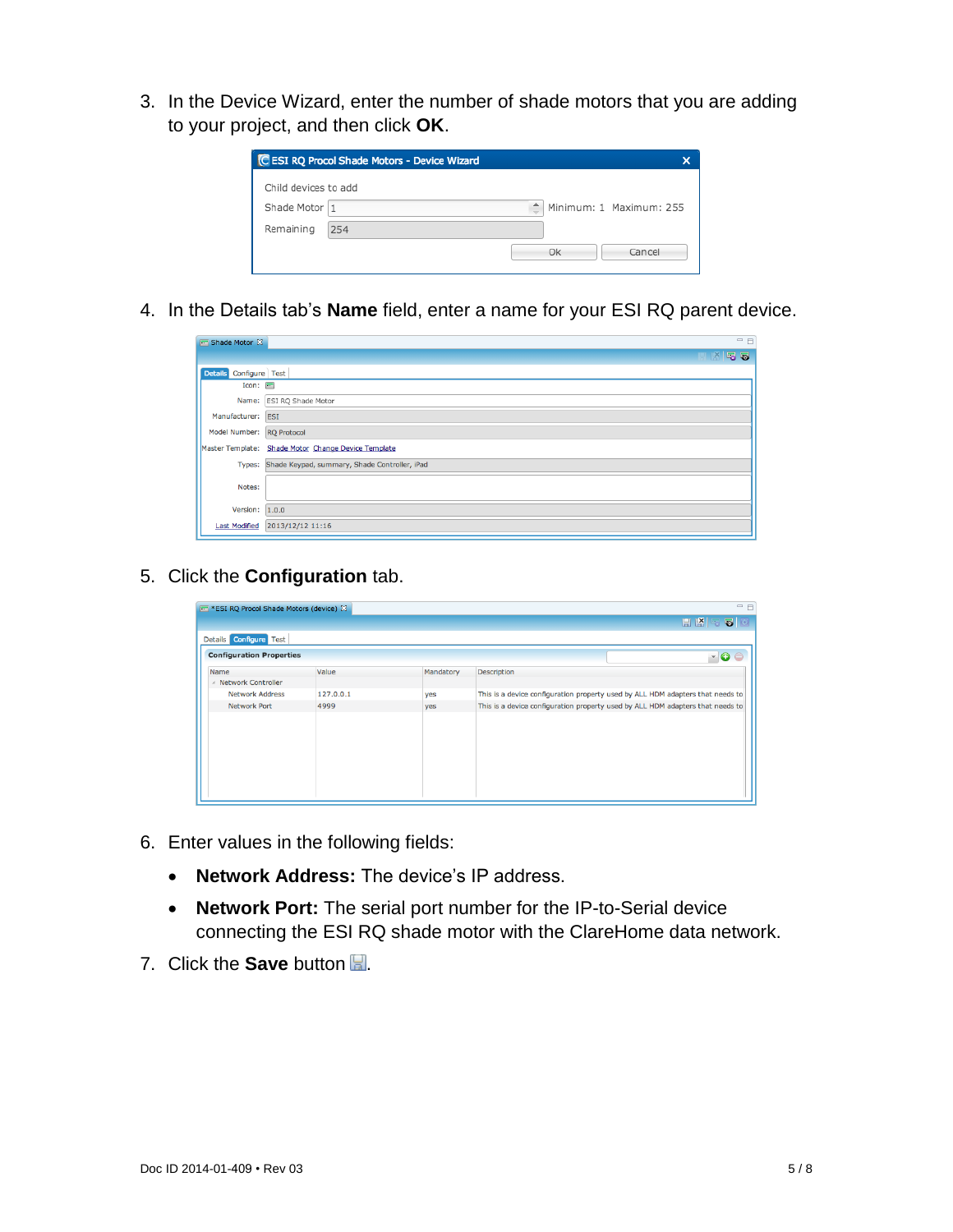3. In the Device Wizard, enter the number of shade motors that you are adding to your project, and then click **OK**.

4. In the Details tab's **Name** field, enter a name for your ESI RQ parent device.

5. Click the **Configuration** tab.

6. Enter values in the following fields:

   - **Network Address:** The device's IP address.
   - **Network Port:** The serial port number for the IP-to-Serial device connecting the ESI RQ shade motor with the ClareHome data network.

7. Click the **Save** button.

Doc ID 2014-01-409 • Rev 03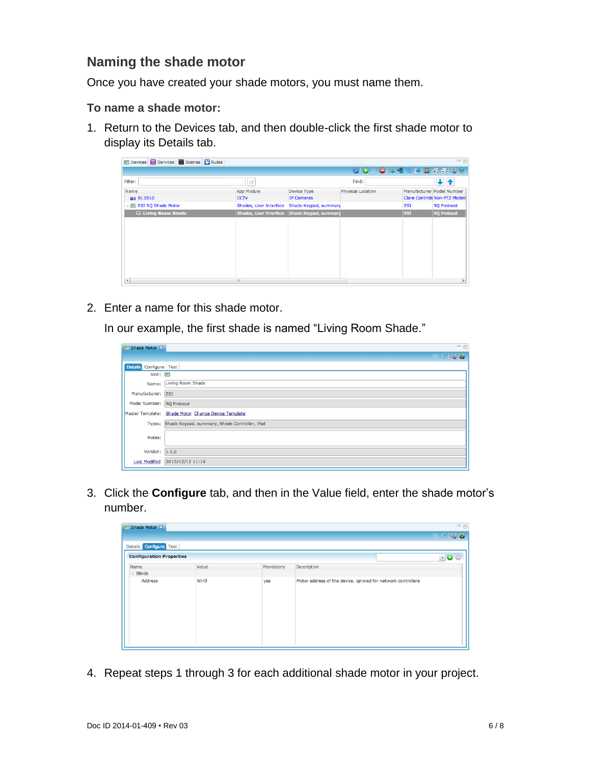## Naming the shade motor

Once you have created your shade motors, you must name them.

### To name a shade motor:

1. Return to the Devices tab, and then double-click the first shade motor to display its Details tab.

2. Enter a name for this shade motor.

   In our example, the first shade is named "Living Room Shade."

3. Click the **Configure** tab, and then in the Value field, enter the shade motor's number.

4. Repeat steps 1 through 3 for each additional shade motor in your project.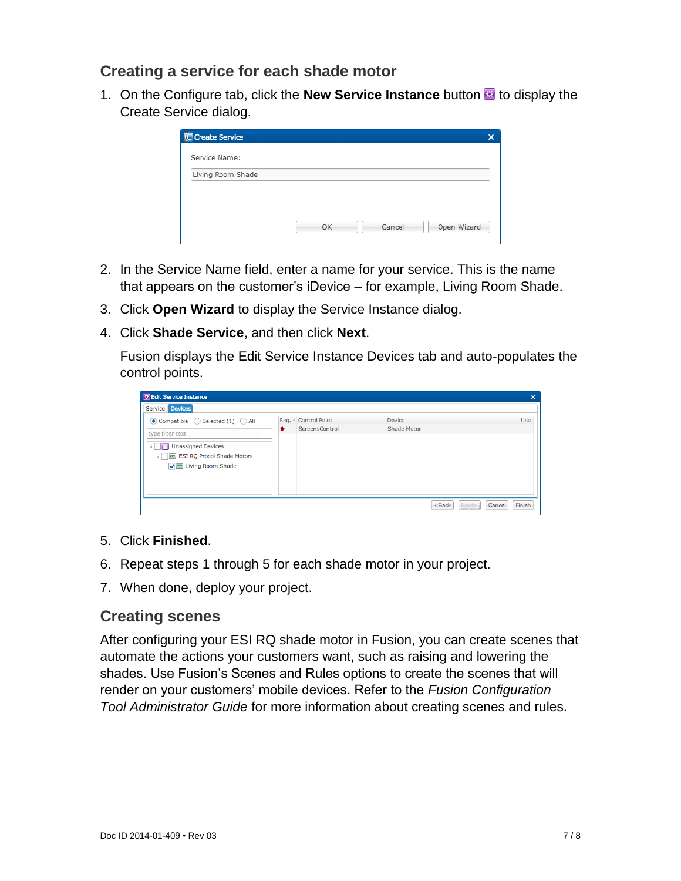## Creating a service for each shade motor

1. On the Configure tab, click the **New Service Instance** button to display the Create Service dialog.
2. In the Service Name field, enter a name for your service. This is the name that appears on the customer's iDevice – for example, Living Room Shade.
3. Click **Open Wizard** to display the Service Instance dialog.
4. Click **Shade Service**, and then click **Next**.

   Fusion displays the Edit Service Instance Devices tab and auto-populates the control points.

5. Click **Finished**.
6. Repeat steps 1 through 5 for each shade motor in your project.
7. When done, deploy your project.

## Creating scenes

After configuring your ESI RQ shade motor in Fusion, you can create scenes that automate the actions your customers want, such as raising and lowering the shades. Use Fusion's Scenes and Rules options to create the scenes that will render on your customers' mobile devices. Refer to the *Fusion Configuration Tool Administrator Guide* for more information about creating scenes and rules.

Doc ID 2014-01-409 • Rev 03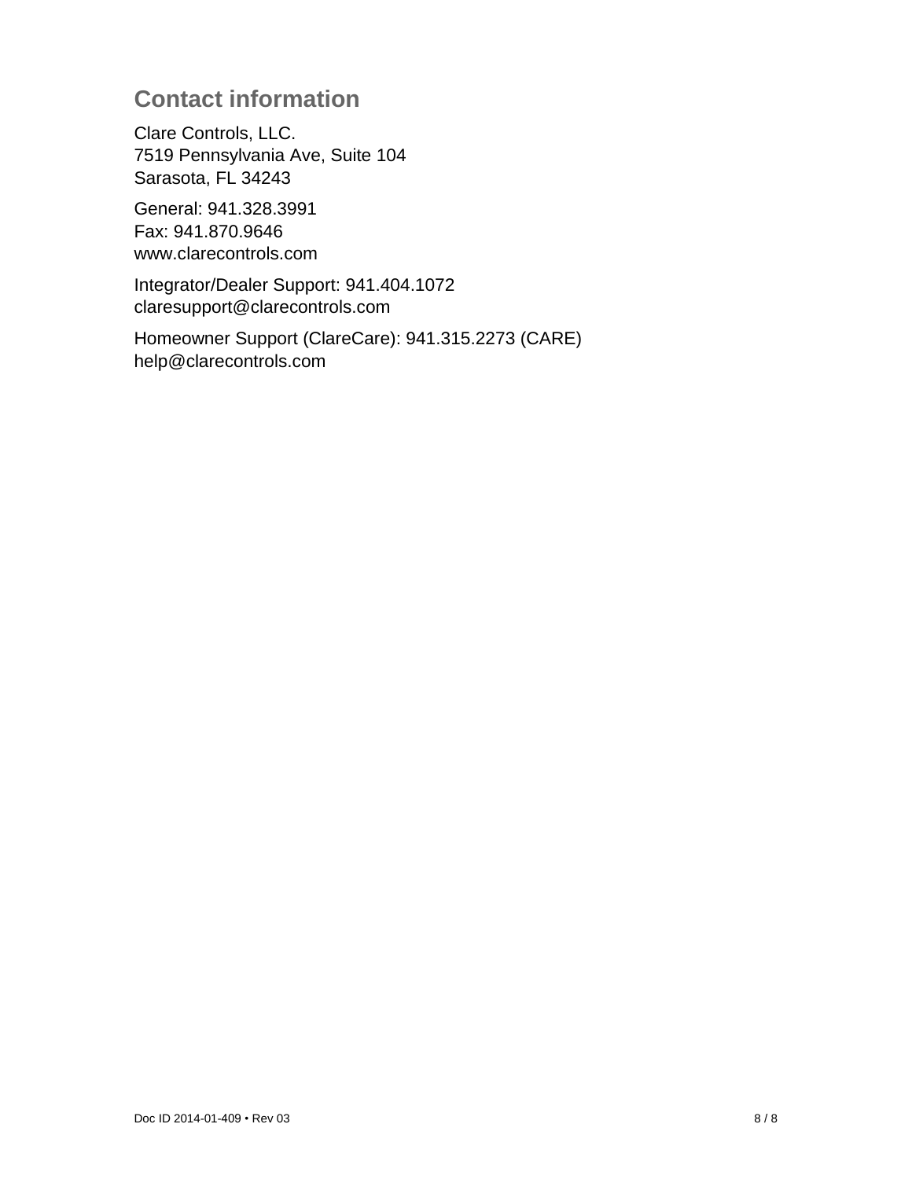## Contact information

Clare Controls, LLC.
7519 Pennsylvania Ave, Suite 104
Sarasota, FL 34243

General: 941.328.3991
Fax: 941.870.9646
www.clarecontrols.com

Integrator/Dealer Support: 941.404.1072
claresupport@clarecontrols.com

Homeowner Support (ClareCare): 941.315.2273 (CARE)
help@clarecontrols.com